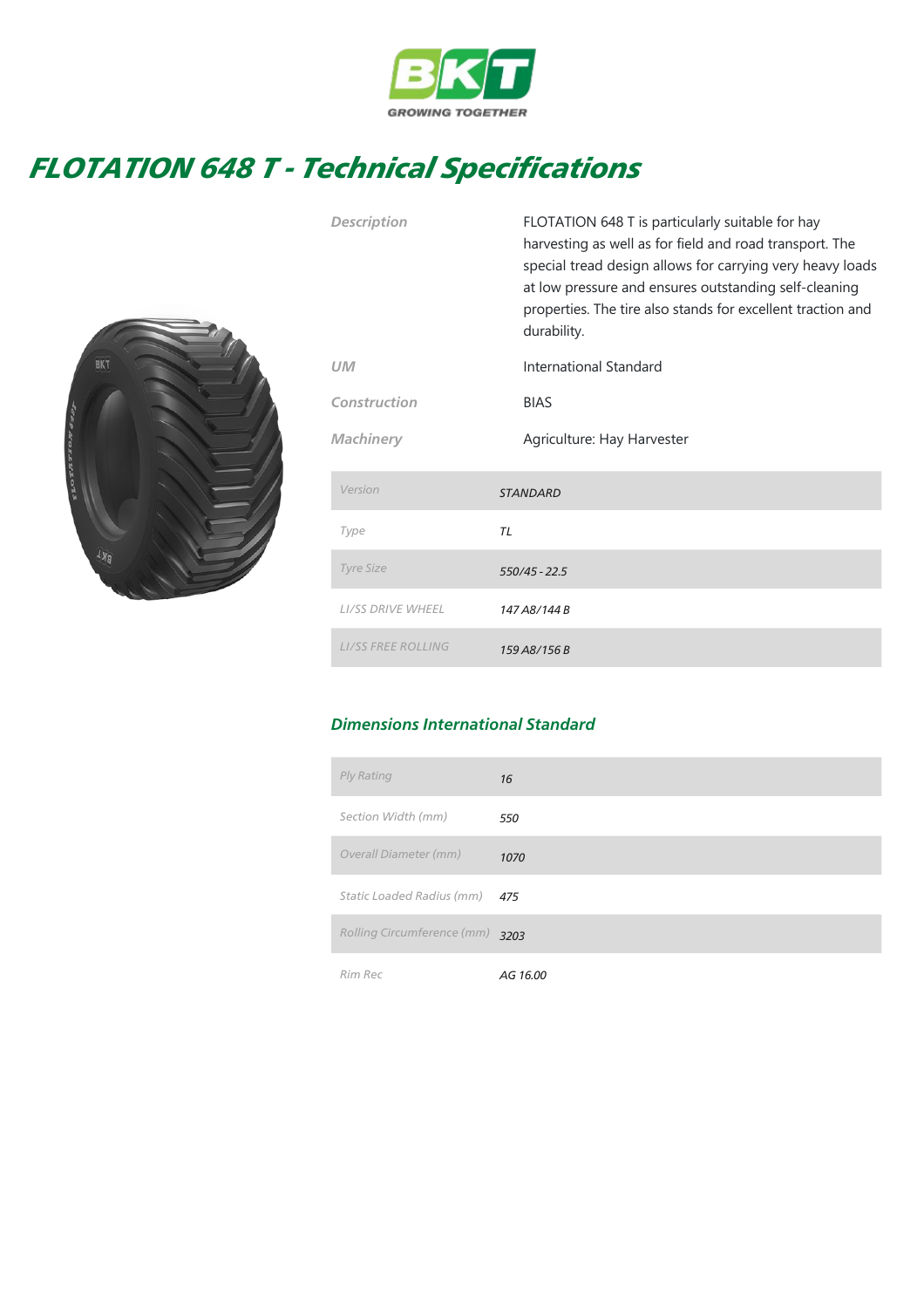BKT
GROWING TOGETHER

# FLOTATION 648 T - Technical Specifications

| | |
|---|---|
| *Description* | FLOTATION 648 T is particularly suitable for hay harvesting as well as for field and road transport. The special tread design allows for carrying very heavy loads at low pressure and ensures outstanding self-cleaning properties. The tire also stands for excellent traction and durability. |
| *UM* | International Standard |
| *Construction* | BIAS |
| *Machinery* | Agriculture: Hay Harvester |

| | |
|---|---|
| *Version* | *STANDARD* |
| *Type* | *TL* |
| *Tyre Size* | *550/45 - 22.5* |
| *LI/SS DRIVE WHEEL* | *147 A8/144 B* |
| *LI/SS FREE ROLLING* | *159 A8/156 B* |

## Dimensions International Standard

| | |
|---|---|
| *Ply Rating* | *16* |
| *Section Width (mm)* | *550* |
| *Overall Diameter (mm)* | *1070* |
| *Static Loaded Radius (mm)* | *475* |
| *Rolling Circumference (mm)* | *3203* |
| *Rim Rec* | *AG 16.00* |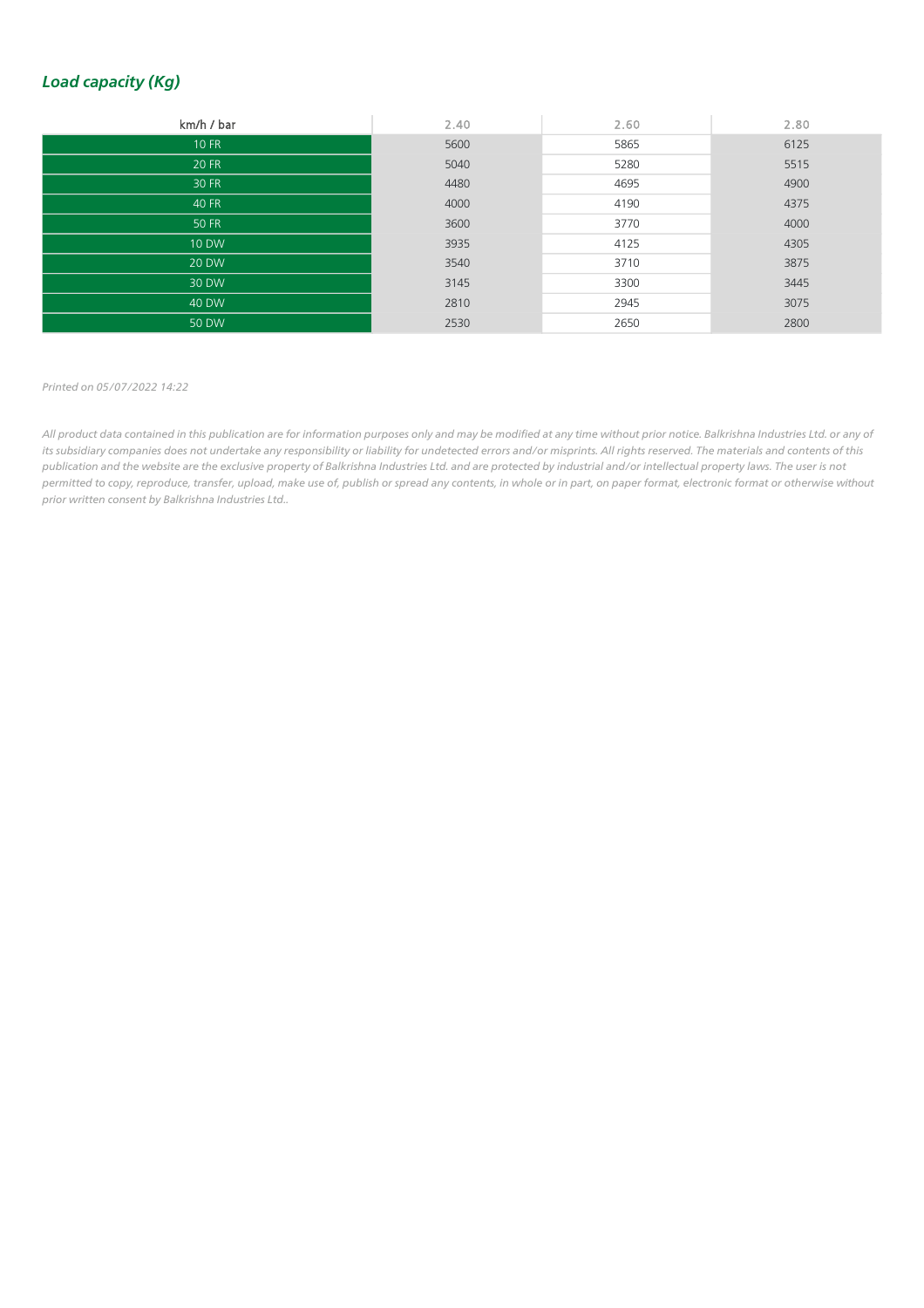## *Load capacity (Kg)*

| km/h / bar | 2.40 | 2.60 | 2.80 |
|---|---|---|---|
| 10 FR | 5600 | 5865 | 6125 |
| 20 FR | 5040 | 5280 | 5515 |
| 30 FR | 4480 | 4695 | 4900 |
| 40 FR | 4000 | 4190 | 4375 |
| 50 FR | 3600 | 3770 | 4000 |
| 10 DW | 3935 | 4125 | 4305 |
| 20 DW | 3540 | 3710 | 3875 |
| 30 DW | 3145 | 3300 | 3445 |
| 40 DW | 2810 | 2945 | 3075 |
| 50 DW | 2530 | 2650 | 2800 |

*Printed on 05/07/2022 14:22*

*All product data contained in this publication are for information purposes only and may be modified at any time without prior notice. Balkrishna Industries Ltd. or any of its subsidiary companies does not undertake any responsibility or liability for undetected errors and/or misprints. All rights reserved. The materials and contents of this publication and the website are the exclusive property of Balkrishna Industries Ltd. and are protected by industrial and/or intellectual property laws. The user is not permitted to copy, reproduce, transfer, upload, make use of, publish or spread any contents, in whole or in part, on paper format, electronic format or otherwise without prior written consent by Balkrishna Industries Ltd..*